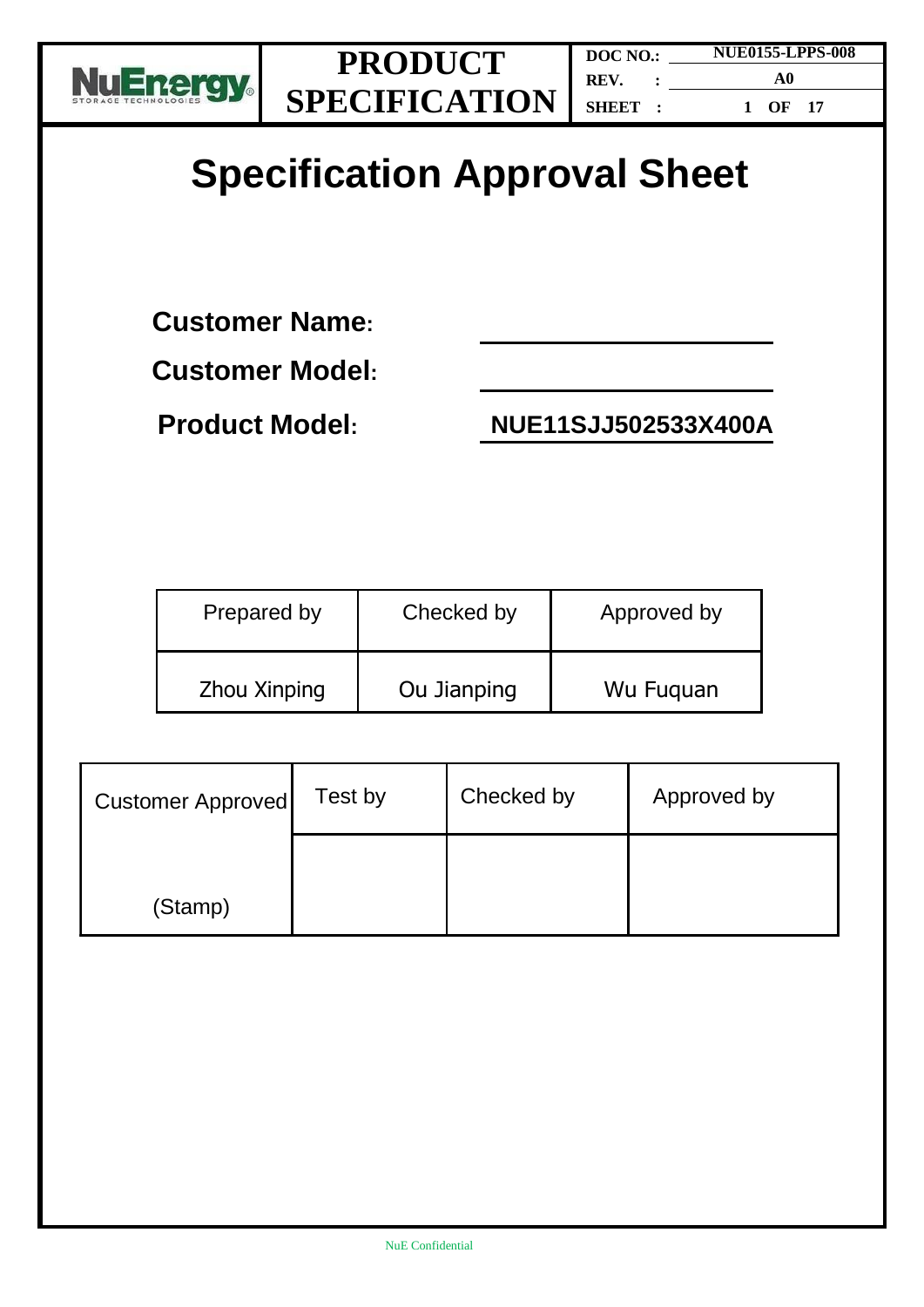| NuEnergy STORAGE TECHNOLOGIES | PRODUCT SPECIFICATION | DOC NO.: NUE0155-LPPS-008 |
| --- | --- | --- |
| | | REV. : A0 |
| | | SHEET : 1 OF 17 |

# Specification Approval Sheet

**Customer Name:** ____________________

**Customer Model:** ____________________

**Product Model:** **NUE11SJJ502533X400A**

| Prepared by | Checked by | Approved by |
| --- | --- | --- |
| Zhou Xinping | Ou Jianping | Wu Fuquan |

| Customer Approved | Test by | Checked by | Approved by |
| --- | --- | --- | --- |
| (Stamp) | | | |

NuE Confidential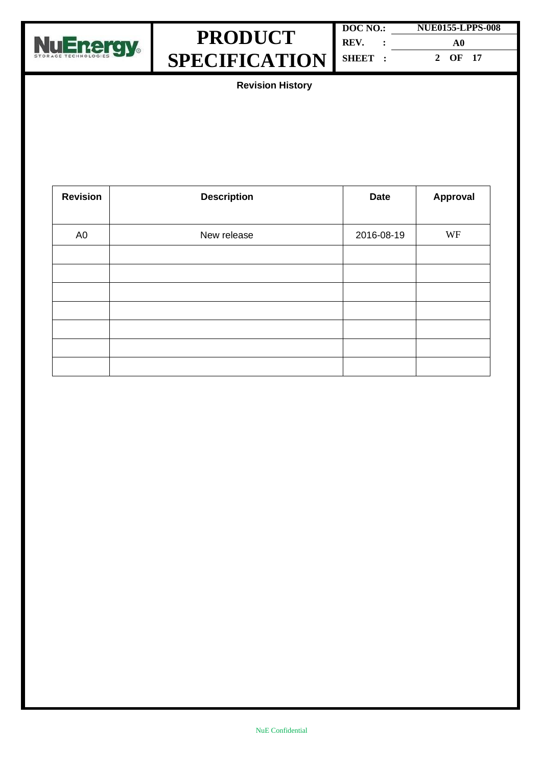## Revision History

| Revision | Description | Date | Approval |
|---|---|---|---|
| A0 | New release | 2016-08-19 | WF |
| | | | |
| | | | |
| | | | |
| | | | |
| | | | |
| | | | |
| | | | |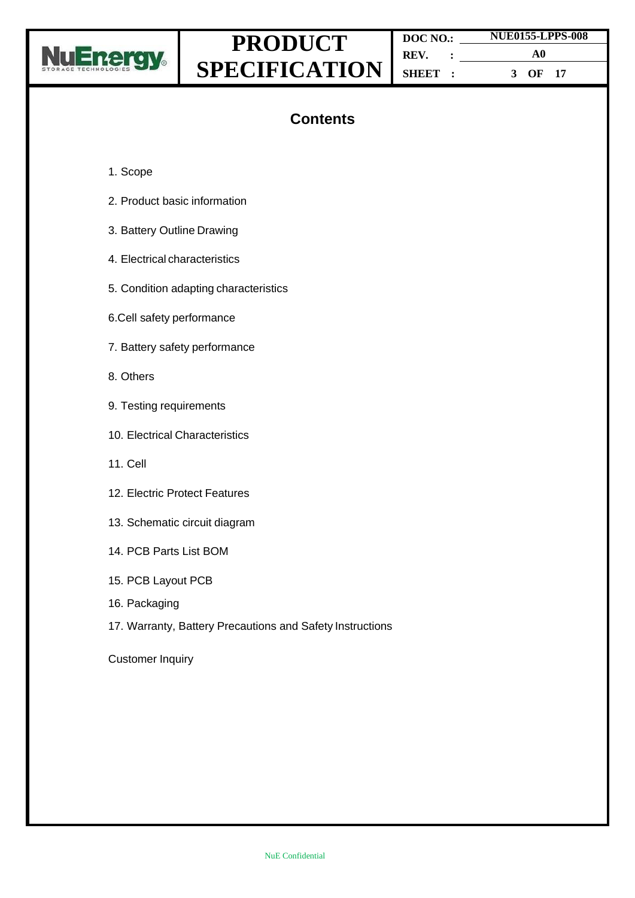## Contents

1. Scope
2. Product basic information
3. Battery Outline Drawing
4. Electrical characteristics
5. Condition adapting characteristics
6.Cell safety performance
7. Battery safety performance
8. Others
9. Testing requirements
10. Electrical Characteristics
11. Cell
12. Electric Protect Features
13. Schematic circuit diagram
14. PCB Parts List BOM
15. PCB Layout PCB
16. Packaging
17. Warranty, Battery Precautions and Safety Instructions

Customer Inquiry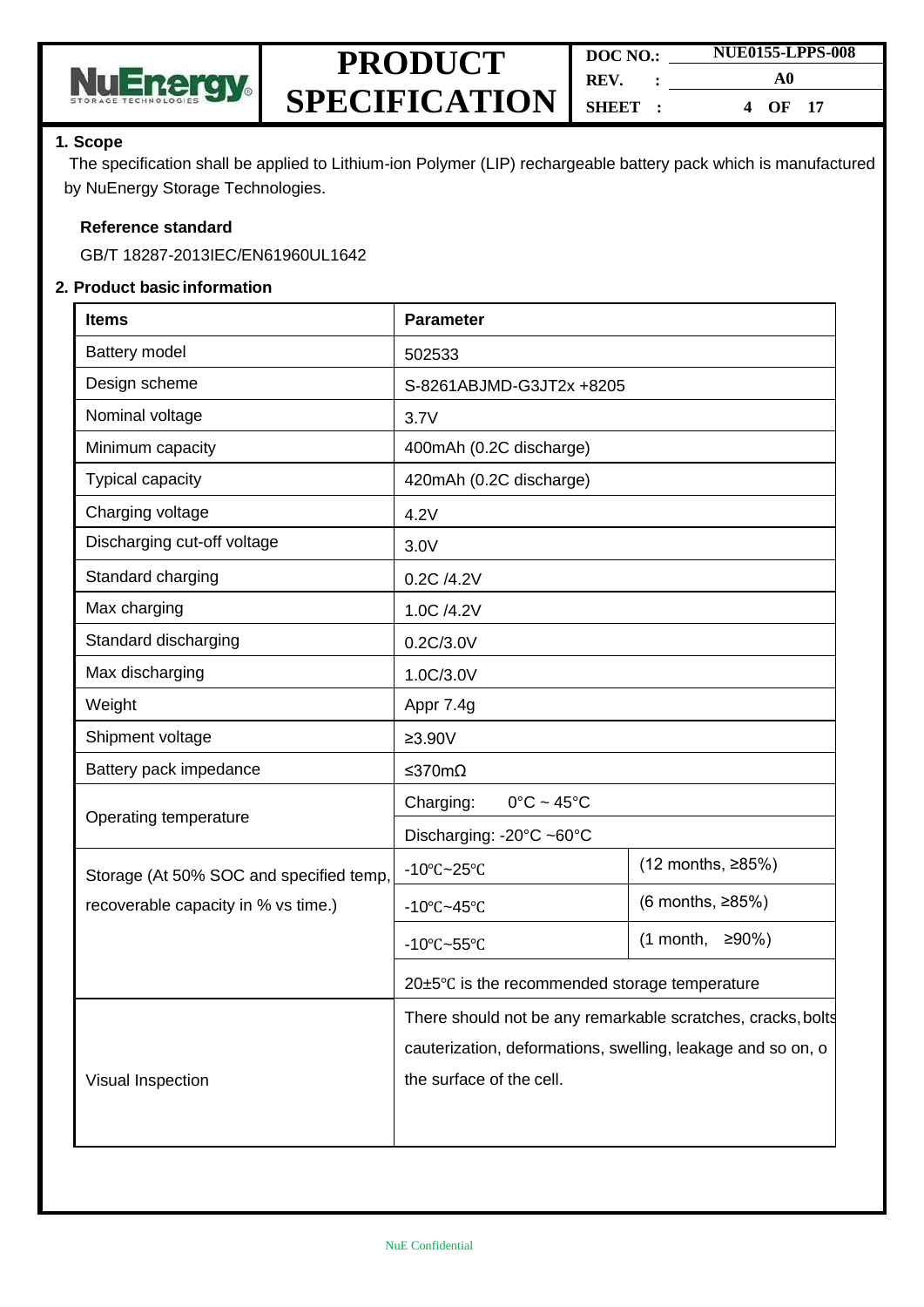## 1. Scope

The specification shall be applied to Lithium-ion Polymer (LIP) rechargeable battery pack which is manufactured by NuEnergy Storage Technologies.

**Reference standard**

GB/T 18287-2013IEC/EN61960UL1642

## 2. Product basic information

| Items | Parameter | |
|---|---|---|
| Battery model | 502533 | |
| Design scheme | S-8261ABJMD-G3JT2x +8205 | |
| Nominal voltage | 3.7V | |
| Minimum capacity | 400mAh (0.2C discharge) | |
| Typical capacity | 420mAh (0.2C discharge) | |
| Charging voltage | 4.2V | |
| Discharging cut-off voltage | 3.0V | |
| Standard charging | 0.2C /4.2V | |
| Max charging | 1.0C /4.2V | |
| Standard discharging | 0.2C/3.0V | |
| Max discharging | 1.0C/3.0V | |
| Weight | Appr 7.4g | |
| Shipment voltage | ≥3.90V | |
| Battery pack impedance | ≤370mΩ | |
| Operating temperature | Charging: 0°C ~ 45°C | |
| | Discharging: -20°C ~60°C | |
| Storage (At 50% SOC and specified temp, recoverable capacity in % vs time.) | -10℃~25℃ | (12 months, ≥85%) |
| | -10℃~45℃ | (6 months, ≥85%) |
| | -10℃~55℃ | (1 month, ≥90%) |
| | 20±5℃ is the recommended storage temperature | |
| Visual Inspection | There should not be any remarkable scratches, cracks, bolts cauterization, deformations, swelling, leakage and so on, o the surface of the cell. | |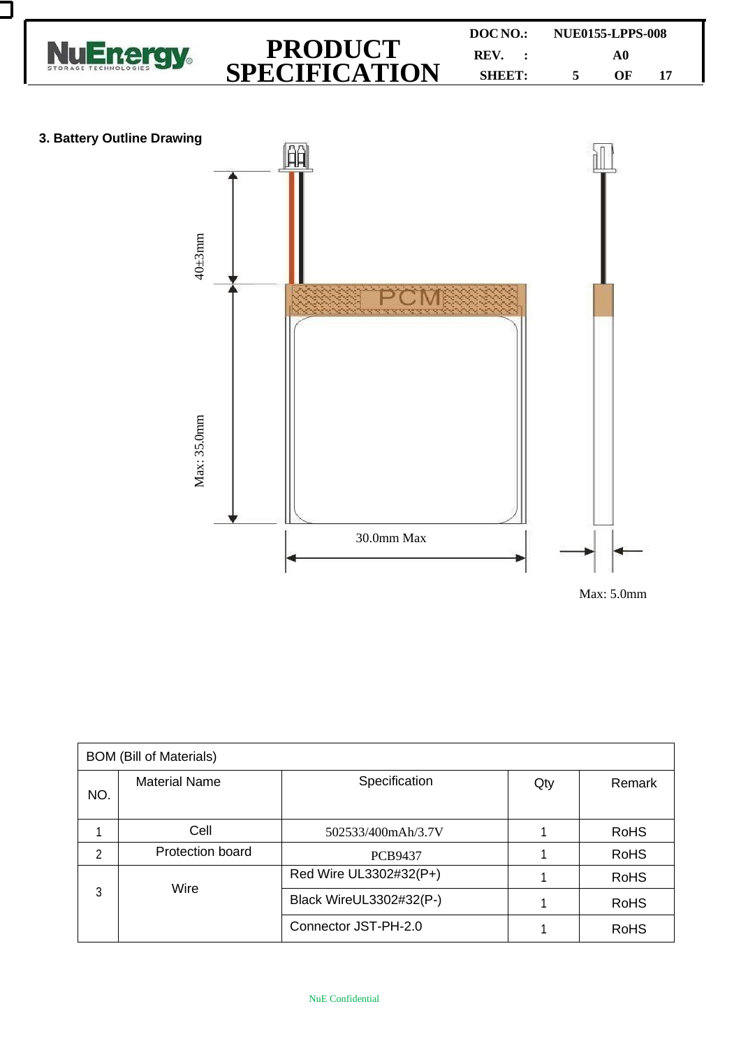## 3. Battery Outline Drawing

40±3mm

Max: 35.0mm

PCM

30.0mm Max

Max: 5.0mm

| BOM (Bill of Materials) | | | | |
|---|---|---|---|---|
| NO. | Material Name | Specification | Qty | Remark |
| 1 | Cell | 502533/400mAh/3.7V | 1 | RoHS |
| 2 | Protection board | PCB9437 | 1 | RoHS |
| 3 | Wire | Red Wire UL3302#32(P+) | 1 | RoHS |
| | | Black WireUL3302#32(P-) | 1 | RoHS |
| | | Connector JST-PH-2.0 | 1 | RoHS |

NuE Confidential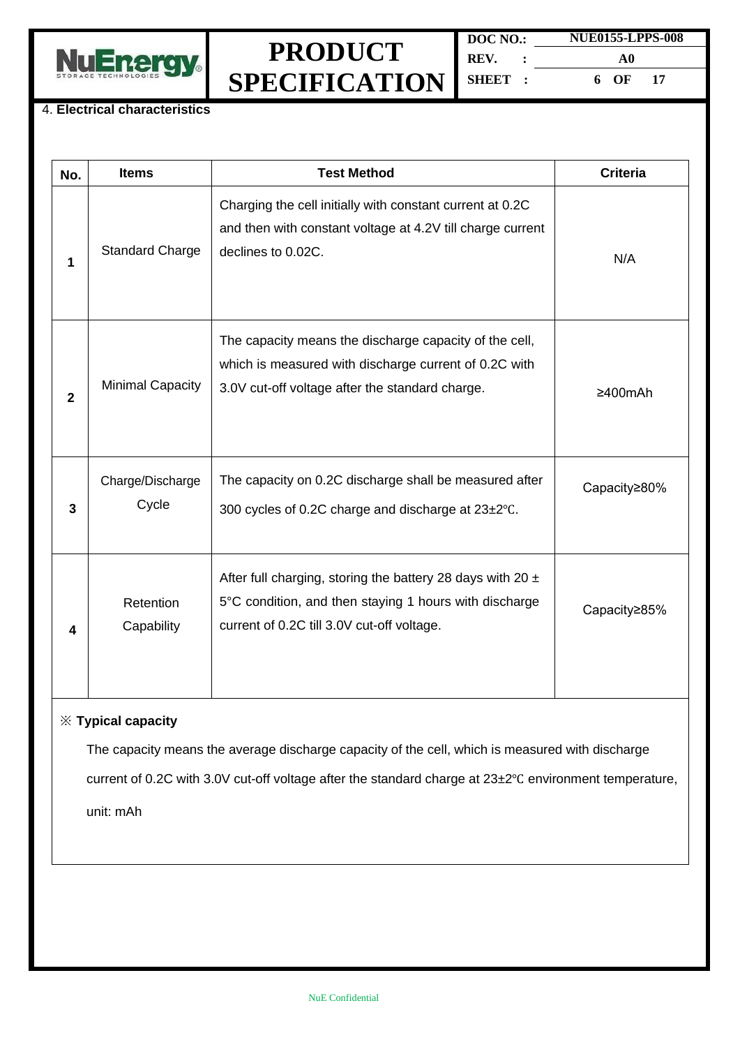4. **Electrical characteristics**

| No. | Items | Test Method | Criteria |
|---|---|---|---|
| 1 | Standard Charge | Charging the cell initially with constant current at 0.2C and then with constant voltage at 4.2V till charge current declines to 0.02C. | N/A |
| 2 | Minimal Capacity | The capacity means the discharge capacity of the cell, which is measured with discharge current of 0.2C with 3.0V cut-off voltage after the standard charge. | ≥400mAh |
| 3 | Charge/Discharge Cycle | The capacity on 0.2C discharge shall be measured after 300 cycles of 0.2C charge and discharge at 23±2℃. | Capacity≥80% |
| 4 | Retention Capability | After full charging, storing the battery 28 days with 20 ± 5°C condition, and then staying 1 hours with discharge current of 0.2C till 3.0V cut-off voltage. | Capacity≥85% |

※ **Typical capacity**

The capacity means the average discharge capacity of the cell, which is measured with discharge current of 0.2C with 3.0V cut-off voltage after the standard charge at 23±2℃ environment temperature, unit: mAh

NuE Confidential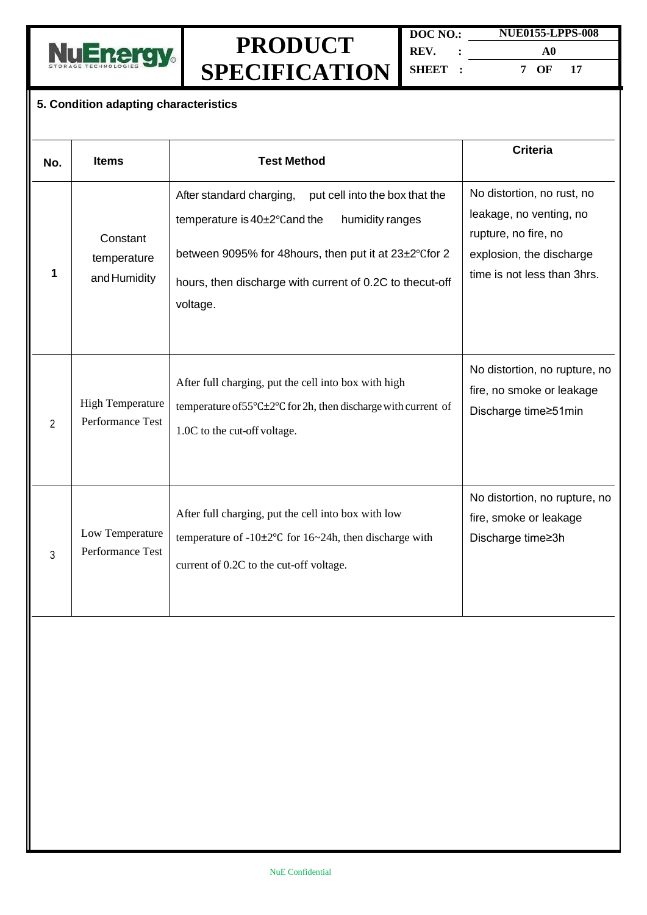## 5. Condition adapting characteristics

| No. | Items | Test Method | Criteria |
|---|---|---|---|
| **1** | Constant temperature and Humidity | After standard charging, put cell into the box that the temperature is 40±2℃and the humidity ranges between 9095% for 48hours, then put it at 23±2℃for 2 hours, then discharge with current of 0.2C to thecut-off voltage. | No distortion, no rust, no leakage, no venting, no rupture, no fire, no explosion, the discharge time is not less than 3hrs. |
| 2 | High Temperature Performance Test | After full charging, put the cell into box with high temperature of55℃±2℃ for 2h, then discharge with current of 1.0C to the cut-off voltage. | No distortion, no rupture, no fire, no smoke or leakage Discharge time≥51min |
| 3 | Low Temperature Performance Test | After full charging, put the cell into box with low temperature of -10±2℃ for 16~24h, then discharge with current of 0.2C to the cut-off voltage. | No distortion, no rupture, no fire, smoke or leakage Discharge time≥3h |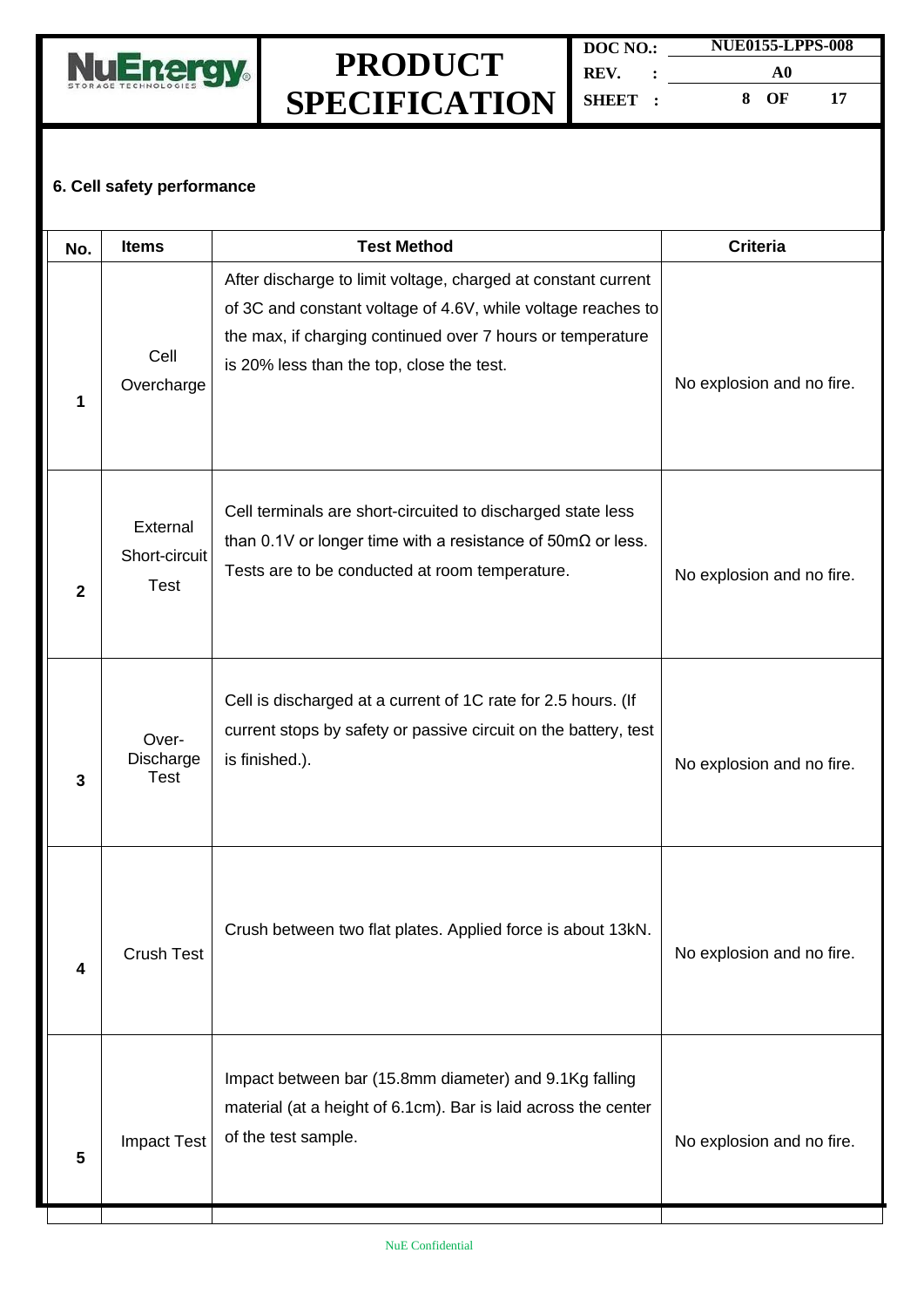## 6. Cell safety performance

| No. | Items | Test Method | Criteria |
|---|---|---|---|
| 1 | Cell Overcharge | After discharge to limit voltage, charged at constant current of 3C and constant voltage of 4.6V, while voltage reaches to the max, if charging continued over 7 hours or temperature is 20% less than the top, close the test. | No explosion and no fire. |
| 2 | External Short-circuit Test | Cell terminals are short-circuited to discharged state less than 0.1V or longer time with a resistance of 50mΩ or less. Tests are to be conducted at room temperature. | No explosion and no fire. |
| 3 | Over-Discharge Test | Cell is discharged at a current of 1C rate for 2.5 hours. (If current stops by safety or passive circuit on the battery, test is finished.). | No explosion and no fire. |
| 4 | Crush Test | Crush between two flat plates. Applied force is about 13kN. | No explosion and no fire. |
| 5 | Impact Test | Impact between bar (15.8mm diameter) and 9.1Kg falling material (at a height of 6.1cm). Bar is laid across the center of the test sample. | No explosion and no fire. |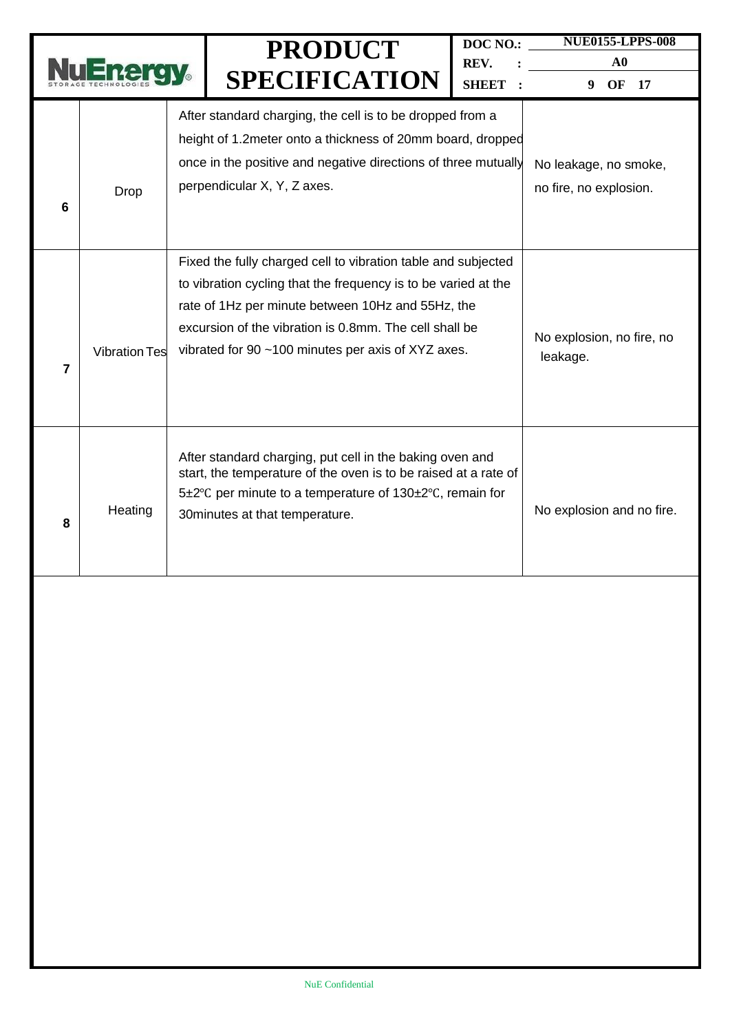| 6 | Drop | After standard charging, the cell is to be dropped from a height of 1.2meter onto a thickness of 20mm board, dropped once in the positive and negative directions of three mutually perpendicular X, Y, Z axes. | No leakage, no smoke, no fire, no explosion. |
|---|---|---|---|
| 7 | Vibration Tes | Fixed the fully charged cell to vibration table and subjected to vibration cycling that the frequency is to be varied at the rate of 1Hz per minute between 10Hz and 55Hz, the excursion of the vibration is 0.8mm. The cell shall be vibrated for 90 ~100 minutes per axis of XYZ axes. | No explosion, no fire, no leakage. |
| 8 | Heating | After standard charging, put cell in the baking oven and start, the temperature of the oven is to be raised at a rate of 5±2℃ per minute to a temperature of 130±2℃, remain for 30minutes at that temperature. | No explosion and no fire. |

NuE Confidential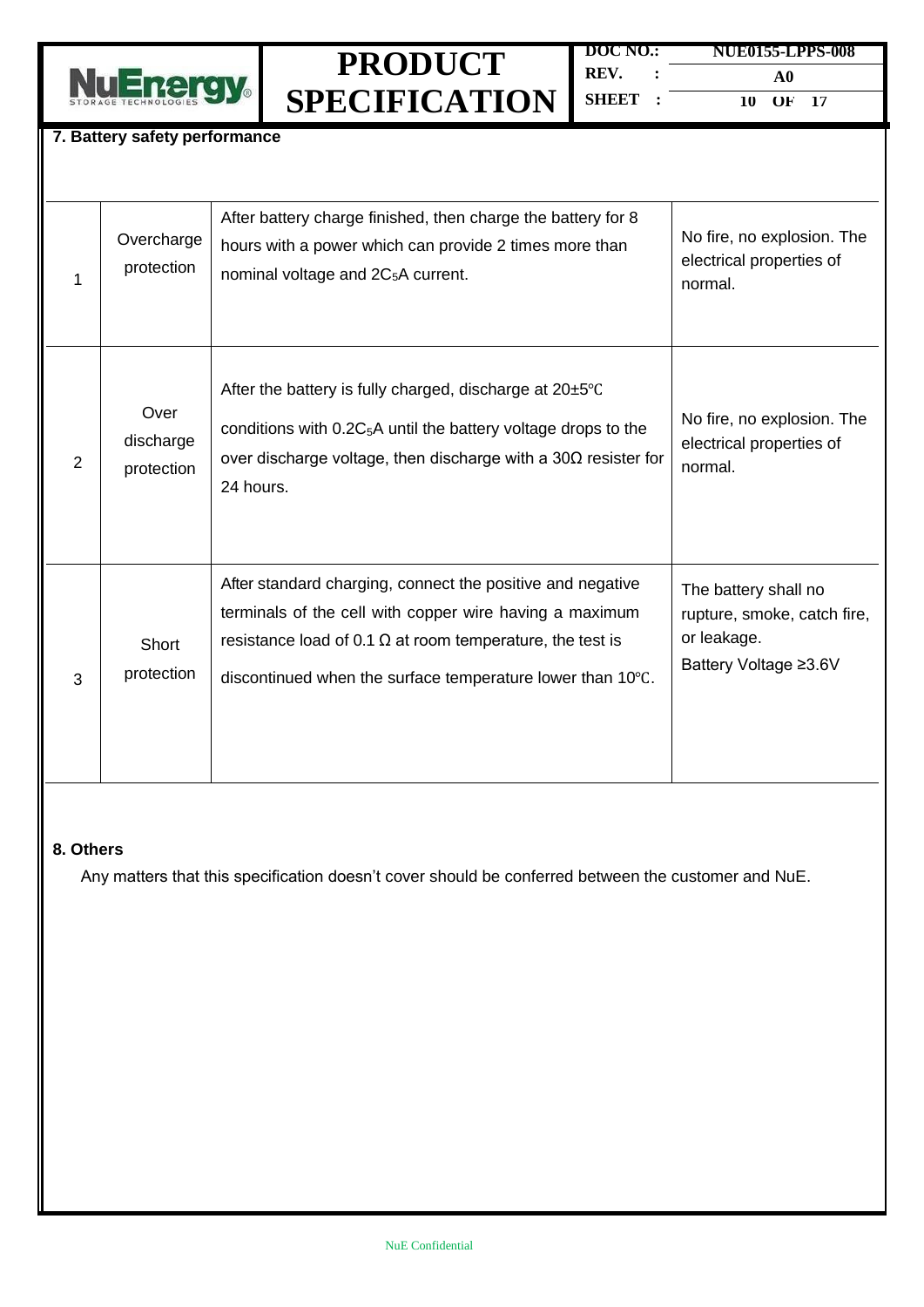## 7. Battery safety performance

| | | | |
|---|---|---|---|
| 1 | Overcharge protection | After battery charge finished, then charge the battery for 8 hours with a power which can provide 2 times more than nominal voltage and $2C_5$A current. | No fire, no explosion. The electrical properties of normal. |
| 2 | Over discharge protection | After the battery is fully charged, discharge at 20±5℃ conditions with $0.2C_5$A until the battery voltage drops to the over discharge voltage, then discharge with a 30Ω resister for 24 hours. | No fire, no explosion. The electrical properties of normal. |
| 3 | Short protection | After standard charging, connect the positive and negative terminals of the cell with copper wire having a maximum resistance load of 0.1 Ω at room temperature, the test is discontinued when the surface temperature lower than 10℃. | The battery shall no rupture, smoke, catch fire, or leakage.<br>Battery Voltage ≥3.6V |

## 8. Others

Any matters that this specification doesn't cover should be conferred between the customer and NuE.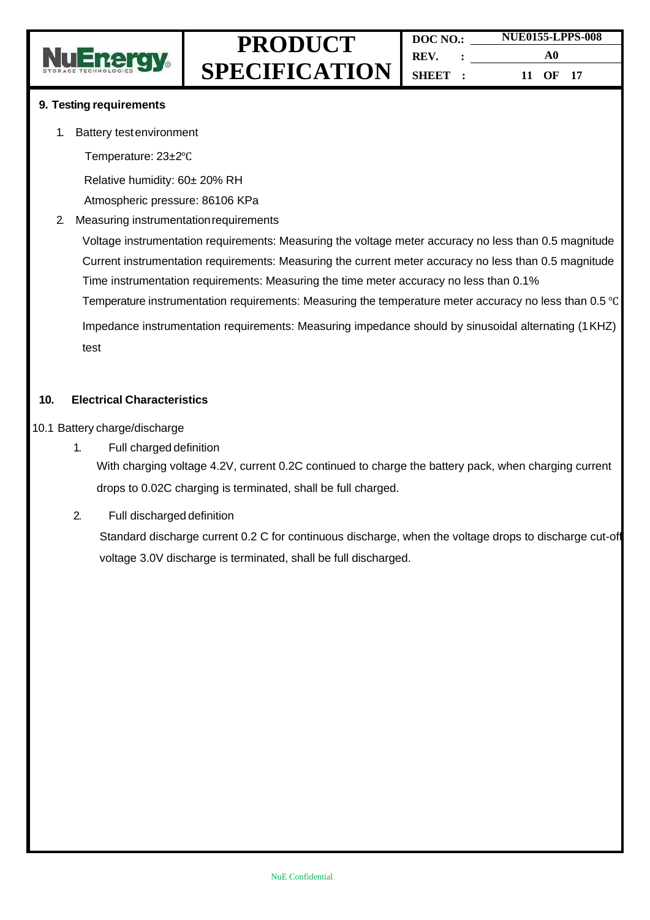## 9. Testing requirements

1. Battery test environment

   Temperature: 23±2℃

   Relative humidity: 60± 20% RH

   Atmospheric pressure: 86106 KPa

2. Measuring instrumentation requirements

   Voltage instrumentation requirements: Measuring the voltage meter accuracy no less than 0.5 magnitude

   Current instrumentation requirements: Measuring the current meter accuracy no less than 0.5 magnitude

   Time instrumentation requirements: Measuring the time meter accuracy no less than 0.1%

   Temperature instrumentation requirements: Measuring the temperature meter accuracy no less than 0.5 ℃

   Impedance instrumentation requirements: Measuring impedance should by sinusoidal alternating (1KHZ) test

## 10. Electrical Characteristics

### 10.1 Battery charge/discharge

1. Full charged definition

   With charging voltage 4.2V, current 0.2C continued to charge the battery pack, when charging current drops to 0.02C charging is terminated, shall be full charged.

2. Full discharged definition

   Standard discharge current 0.2 C for continuous discharge, when the voltage drops to discharge cut-off voltage 3.0V discharge is terminated, shall be full discharged.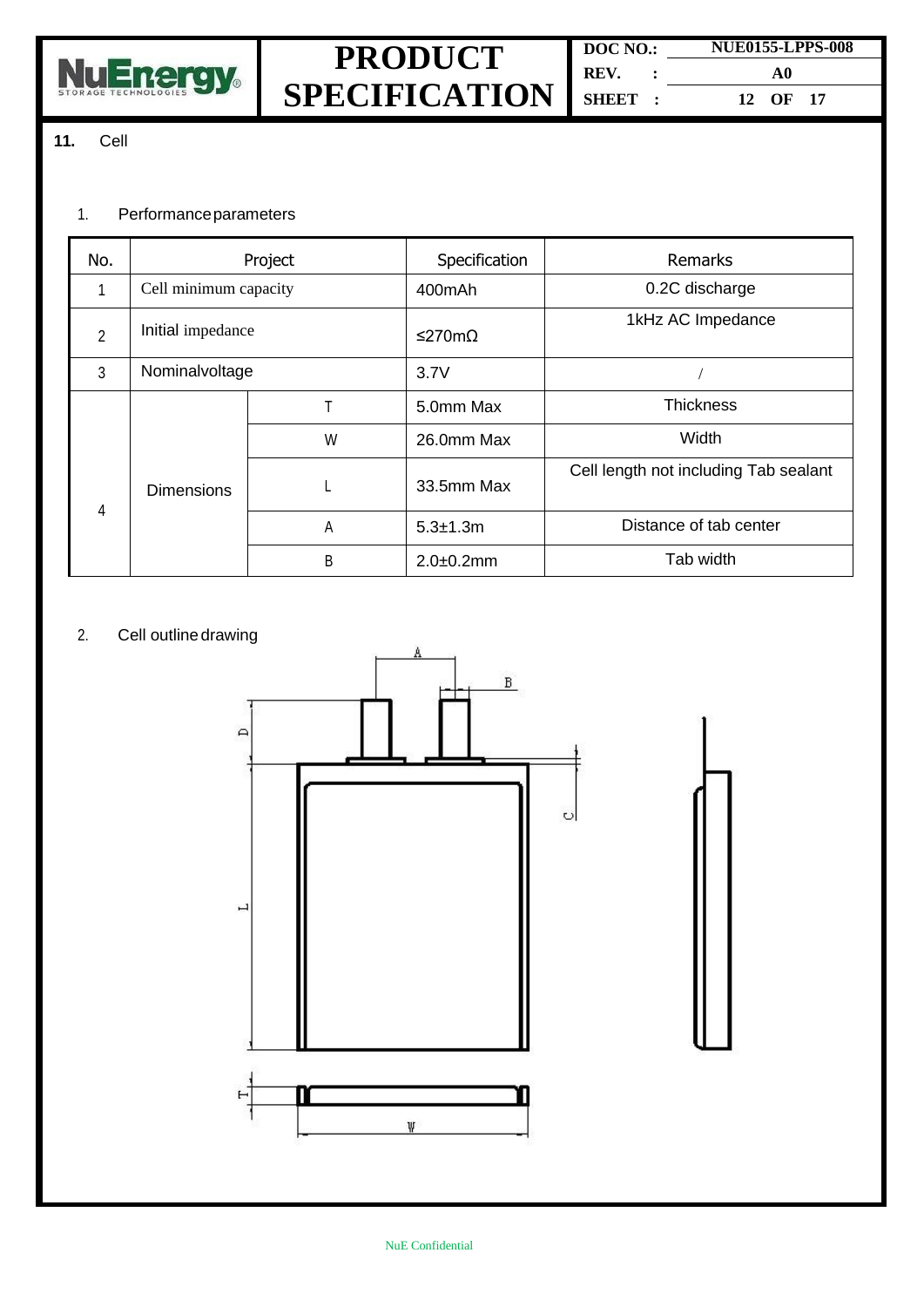**11.** Cell

1. Performance parameters

| No. | Project | | Specification | Remarks |
|---|---|---|---|---|
| 1 | Cell minimum capacity | | 400mAh | 0.2C discharge |
| 2 | Initial impedance | | ≤270mΩ | 1kHz AC Impedance |
| 3 | Nominalvoltage | | 3.7V | / |
| 4 | Dimensions | T | 5.0mm Max | Thickness |
| | | W | 26.0mm Max | Width |
| | | L | 33.5mm Max | Cell length not including Tab sealant |
| | | A | 5.3±1.3m | Distance of tab center |
| | | B | 2.0±0.2mm | Tab width |

2. Cell outline drawing

A B D C L T W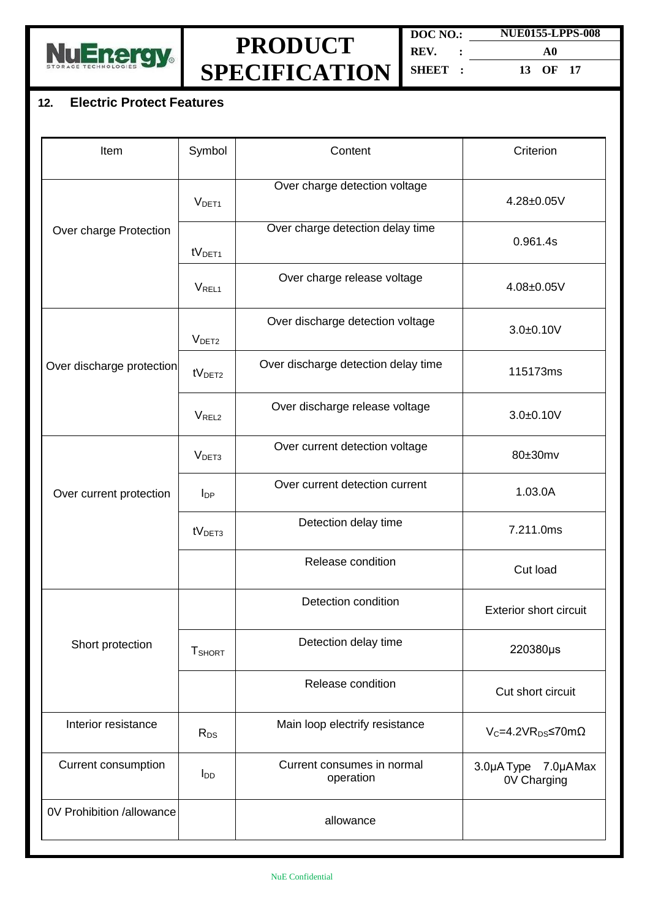## 12. Electric Protect Features

| Item | Symbol | Content | Criterion |
|---|---|---|---|
| Over charge Protection | $V_{DET1}$ | Over charge detection voltage | 4.28±0.05V |
| | $tV_{DET1}$ | Over charge detection delay time | 0.961.4s |
| | $V_{REL1}$ | Over charge release voltage | 4.08±0.05V |
| Over discharge protection | $V_{DET2}$ | Over discharge detection voltage | 3.0±0.10V |
| | $tV_{DET2}$ | Over discharge detection delay time | 115173ms |
| | $V_{REL2}$ | Over discharge release voltage | 3.0±0.10V |
| Over current protection | $V_{DET3}$ | Over current detection voltage | 80±30mv |
| | $I_{DP}$ | Over current detection current | 1.03.0A |
| | $tV_{DET3}$ | Detection delay time | 7.211.0ms |
| | | Release condition | Cut load |
| Short protection | | Detection condition | Exterior short circuit |
| | $T_{SHORT}$ | Detection delay time | 220380μs |
| | | Release condition | Cut short circuit |
| Interior resistance | $R_{DS}$ | Main loop electrify resistance | $V_C$=4.2V$R_{DS}$≤70mΩ |
| Current consumption | $I_{DD}$ | Current consumes in normal operation | 3.0μA Type 7.0μA Max 0V Charging |
| 0V Prohibition /allowance | | allowance | |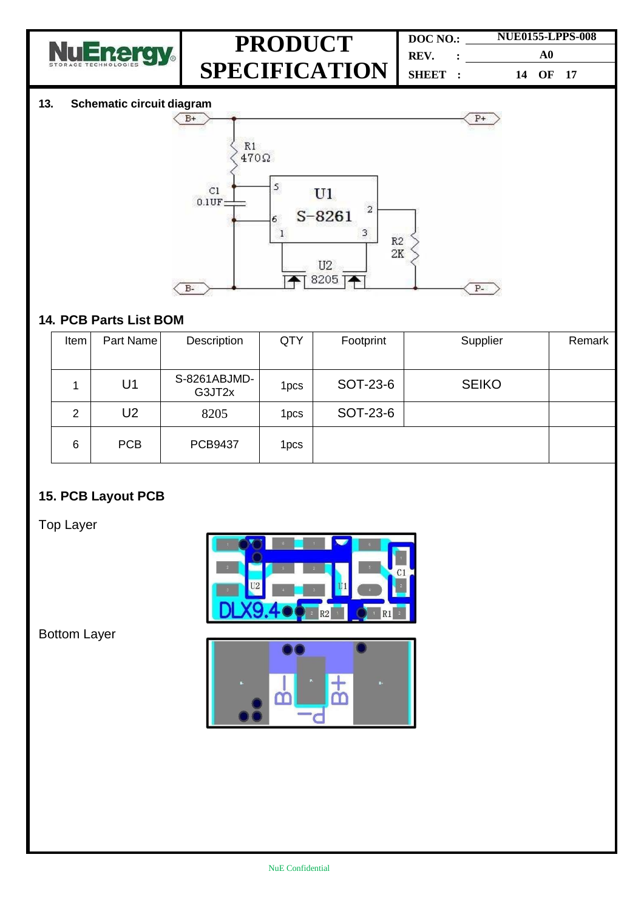## 13. Schematic circuit diagram

## 14. PCB Parts List BOM

| Item | Part Name | Description | QTY | Footprint | Supplier | Remark |
|---|---|---|---|---|---|---|
| 1 | U1 | S-8261ABJMD-G3JT2x | 1pcs | SOT-23-6 | SEIKO | |
| 2 | U2 | 8205 | 1pcs | SOT-23-6 | | |
| 6 | PCB | PCB9437 | 1pcs | | | |

## 15. PCB Layout PCB

Top Layer

Bottom Layer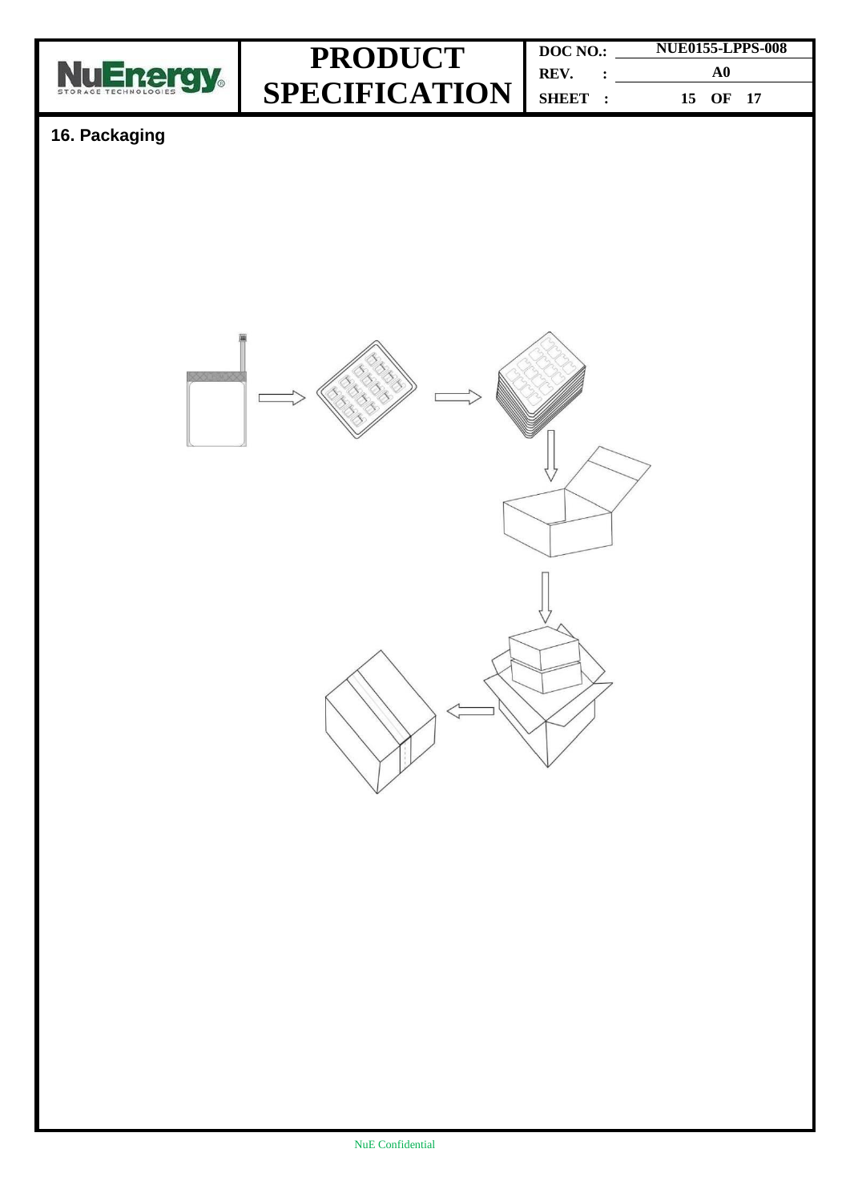## 16. Packaging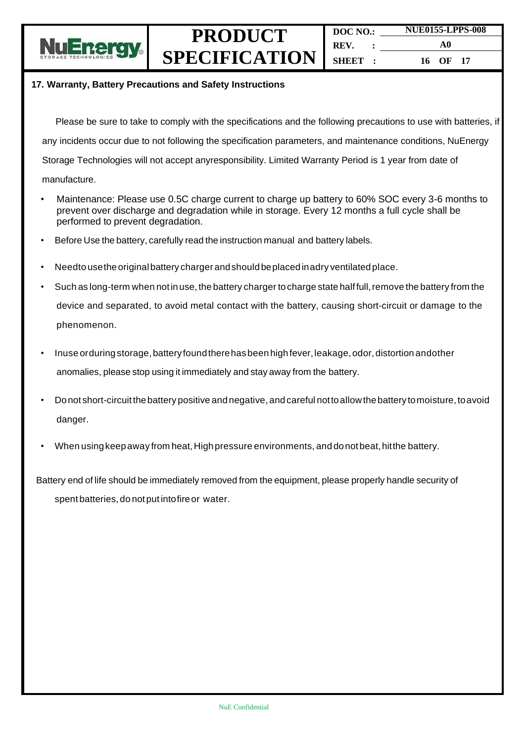## 17. Warranty, Battery Precautions and Safety Instructions

Please be sure to take to comply with the specifications and the following precautions to use with batteries, if any incidents occur due to not following the specification parameters, and maintenance conditions, NuEnergy Storage Technologies will not accept anyresponsibility. Limited Warranty Period is 1 year from date of manufacture.

- Maintenance: Please use 0.5C charge current to charge up battery to 60% SOC every 3-6 months to prevent over discharge and degradation while in storage. Every 12 months a full cycle shall be performed to prevent degradation.
- Before Use the battery, carefully read the instruction manual and battery labels.
- Needto usethe original battery charger andshould beplaced inadry ventilated place.
- Such as long-term when not in use, the battery charger to charge state half full, remove the battery from the device and separated, to avoid metal contact with the battery, causing short-circuit or damage to the phenomenon.
- Inuse orduring storage, battery found therehas been high fever, leakage, odor, distortion andother anomalies, please stop using it immediately and stay away from the battery.
- Do not short-circuit the battery positive and negative, and careful nottoallowthe battery tomoisture, toavoid danger.
- When using keep away from heat, High pressure environments, and donot beat, hitthe battery.

Battery end of life should be immediately removed from the equipment, please properly handle security of spent batteries, do not put intofire or water.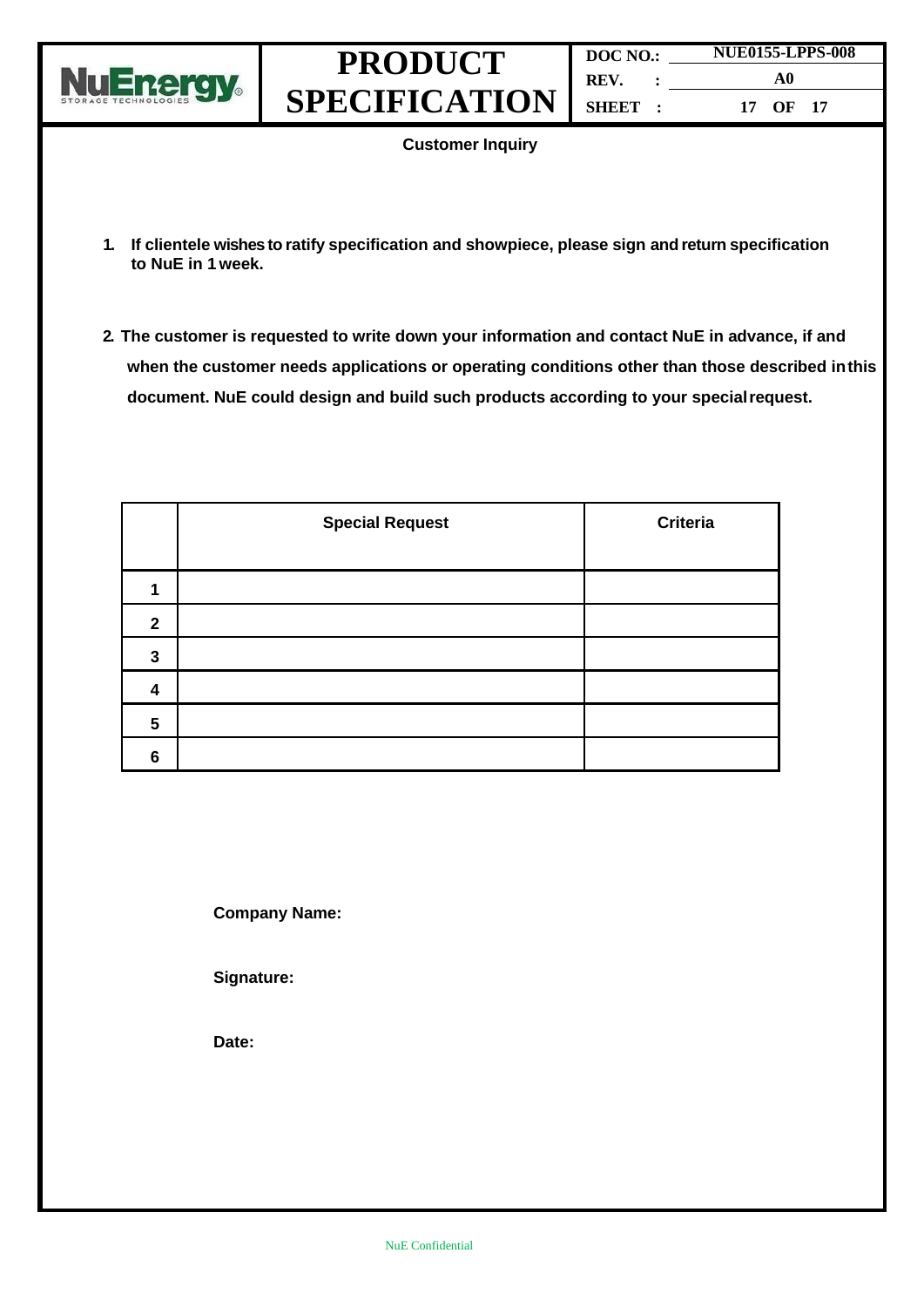## Customer Inquiry

1. **If clientele wishes to ratify specification and showpiece, please sign and return specification to NuE in 1 week.**

2. **The customer is requested to write down your information and contact NuE in advance, if and when the customer needs applications or operating conditions other than those described in this document. NuE could design and build such products according to your special request.**

| | Special Request | Criteria |
|---|---|---|
| 1 | | |
| 2 | | |
| 3 | | |
| 4 | | |
| 5 | | |
| 6 | | |

**Company Name:**

**Signature:**

**Date:**

NuE Confidential